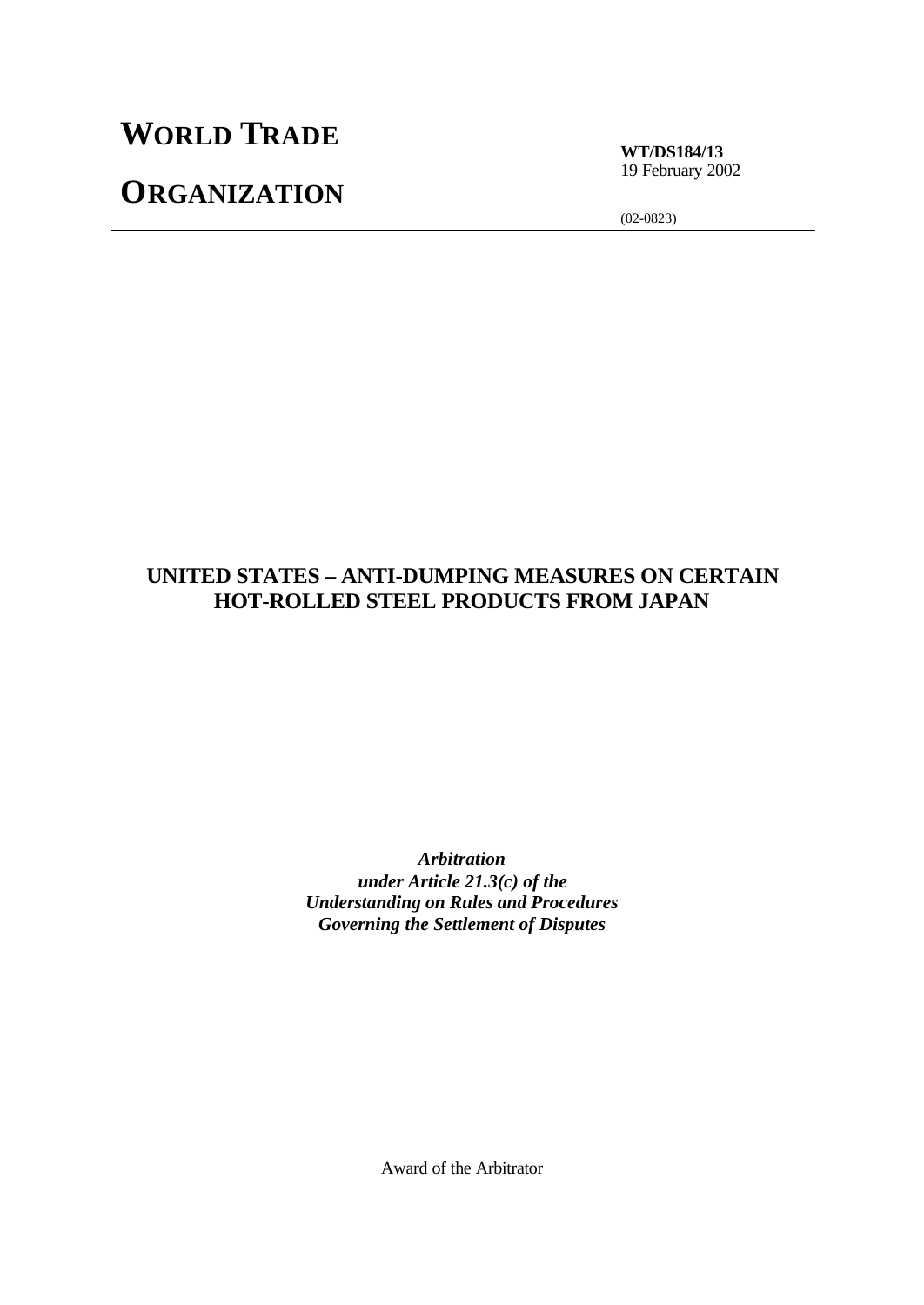# WORLD TRADE ORGANIZATION

**WT/DS184/13**
19 February 2002

(02-0823)

## UNITED STATES – ANTI-DUMPING MEASURES ON CERTAIN HOT-ROLLED STEEL PRODUCTS FROM JAPAN

***Arbitration***
***under Article 21.3(c) of the***
***Understanding on Rules and Procedures***
***Governing the Settlement of Disputes***

Award of the Arbitrator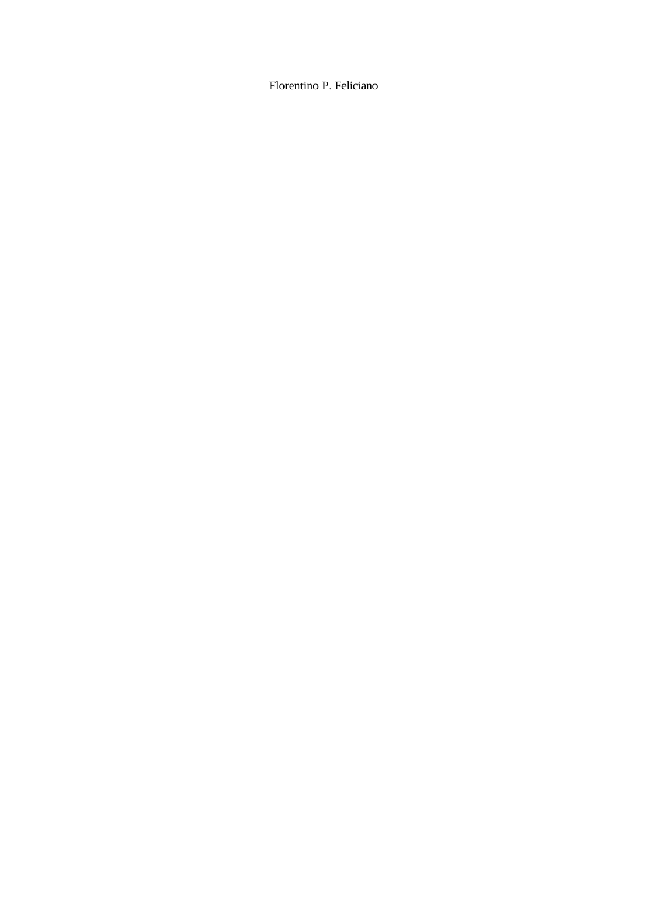Florentino P. Feliciano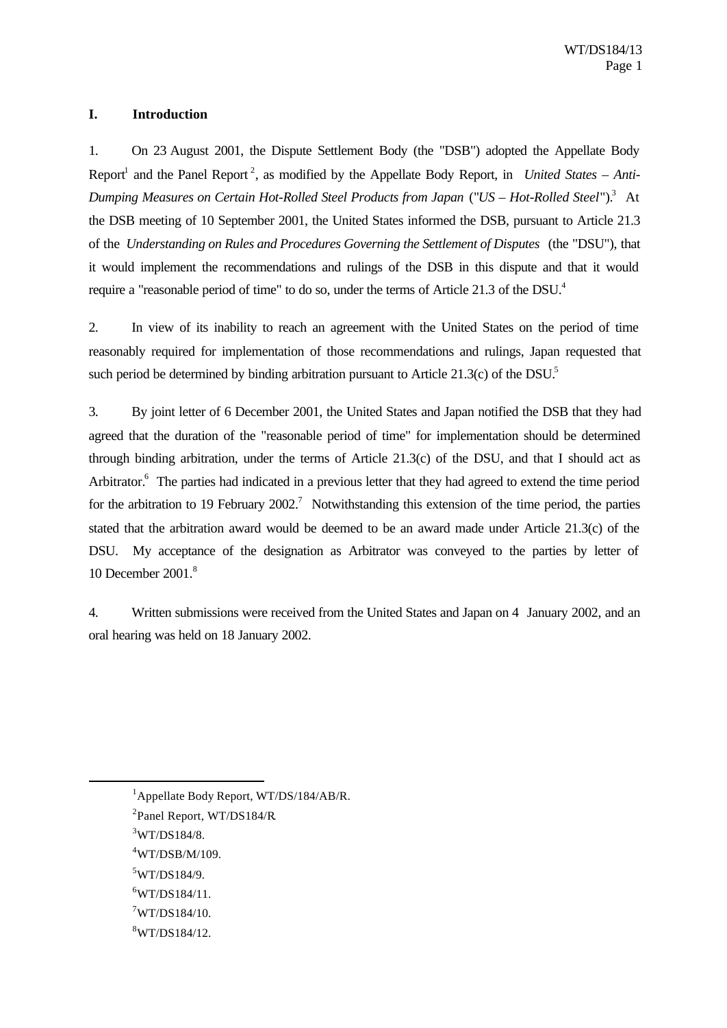## I. Introduction

1. On 23 August 2001, the Dispute Settlement Body (the "DSB") adopted the Appellate Body Report[1] and the Panel Report[2], as modified by the Appellate Body Report, in *United States – Anti-Dumping Measures on Certain Hot-Rolled Steel Products from Japan* ("*US – Hot-Rolled Steel*").[3] At the DSB meeting of 10 September 2001, the United States informed the DSB, pursuant to Article 21.3 of the *Understanding on Rules and Procedures Governing the Settlement of Disputes* (the "DSU"), that it would implement the recommendations and rulings of the DSB in this dispute and that it would require a "reasonable period of time" to do so, under the terms of Article 21.3 of the DSU.[4]

2. In view of its inability to reach an agreement with the United States on the period of time reasonably required for implementation of those recommendations and rulings, Japan requested that such period be determined by binding arbitration pursuant to Article 21.3(c) of the DSU.[5]

3. By joint letter of 6 December 2001, the United States and Japan notified the DSB that they had agreed that the duration of the "reasonable period of time" for implementation should be determined through binding arbitration, under the terms of Article 21.3(c) of the DSU, and that I should act as Arbitrator.[6] The parties had indicated in a previous letter that they had agreed to extend the time period for the arbitration to 19 February 2002.[7] Notwithstanding this extension of the time period, the parties stated that the arbitration award would be deemed to be an award made under Article 21.3(c) of the DSU. My acceptance of the designation as Arbitrator was conveyed to the parties by letter of 10 December 2001.[8]

4. Written submissions were received from the United States and Japan on 4 January 2002, and an oral hearing was held on 18 January 2002.

---

[1] Appellate Body Report, WT/DS/184/AB/R.

[2] Panel Report, WT/DS184/R.

[3] WT/DS184/8.

[4] WT/DSB/M/109.

[5] WT/DS184/9.

[6] WT/DS184/11.

[7] WT/DS184/10.

[8] WT/DS184/12.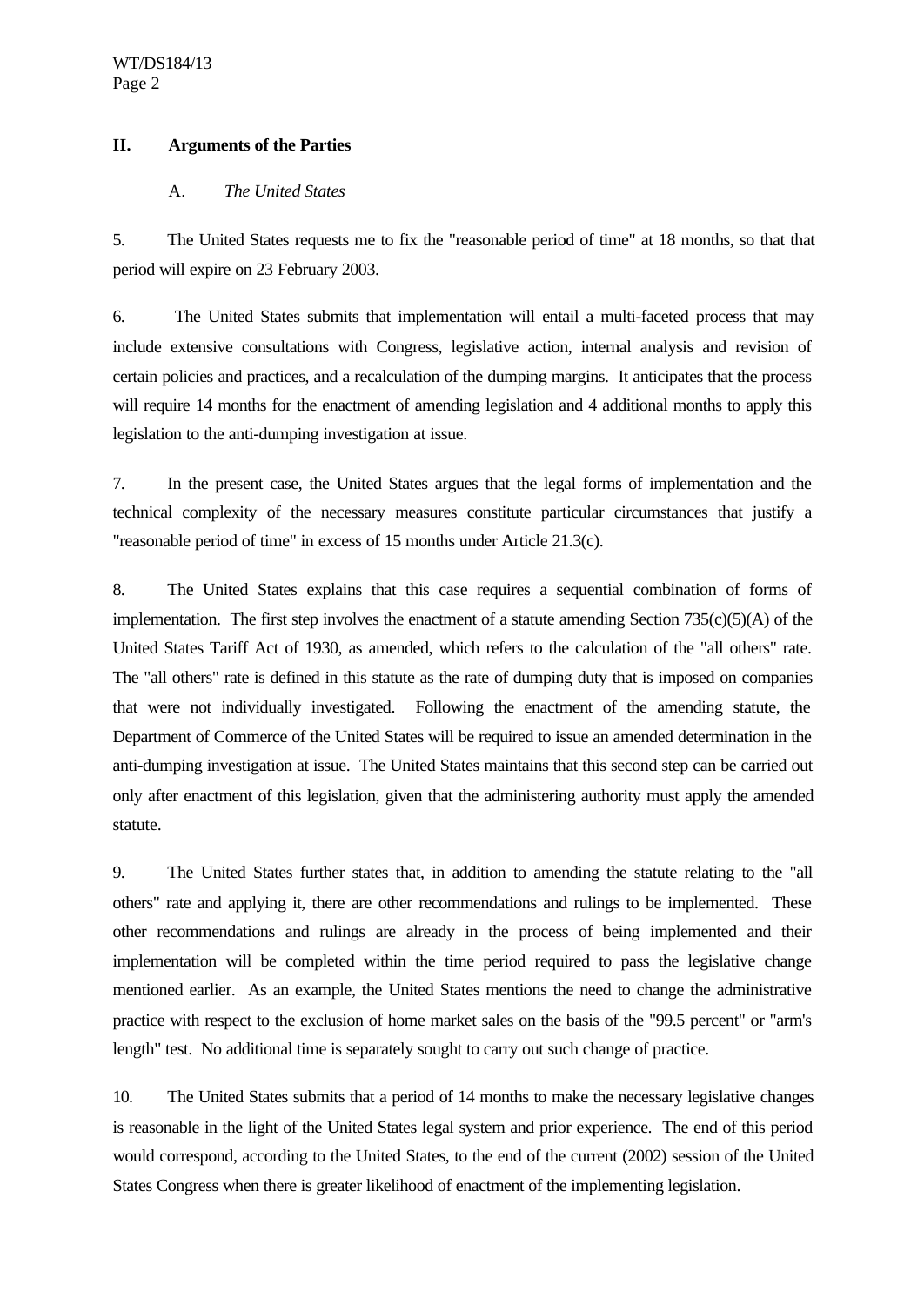## II. Arguments of the Parties

### A. *The United States*

5. The United States requests me to fix the "reasonable period of time" at 18 months, so that that period will expire on 23 February 2003.

6. The United States submits that implementation will entail a multi-faceted process that may include extensive consultations with Congress, legislative action, internal analysis and revision of certain policies and practices, and a recalculation of the dumping margins. It anticipates that the process will require 14 months for the enactment of amending legislation and 4 additional months to apply this legislation to the anti-dumping investigation at issue.

7. In the present case, the United States argues that the legal forms of implementation and the technical complexity of the necessary measures constitute particular circumstances that justify a "reasonable period of time" in excess of 15 months under Article 21.3(c).

8. The United States explains that this case requires a sequential combination of forms of implementation. The first step involves the enactment of a statute amending Section 735(c)(5)(A) of the United States Tariff Act of 1930, as amended, which refers to the calculation of the "all others" rate. The "all others" rate is defined in this statute as the rate of dumping duty that is imposed on companies that were not individually investigated. Following the enactment of the amending statute, the Department of Commerce of the United States will be required to issue an amended determination in the anti-dumping investigation at issue. The United States maintains that this second step can be carried out only after enactment of this legislation, given that the administering authority must apply the amended statute.

9. The United States further states that, in addition to amending the statute relating to the "all others" rate and applying it, there are other recommendations and rulings to be implemented. These other recommendations and rulings are already in the process of being implemented and their implementation will be completed within the time period required to pass the legislative change mentioned earlier. As an example, the United States mentions the need to change the administrative practice with respect to the exclusion of home market sales on the basis of the "99.5 percent" or "arm's length" test. No additional time is separately sought to carry out such change of practice.

10. The United States submits that a period of 14 months to make the necessary legislative changes is reasonable in the light of the United States legal system and prior experience. The end of this period would correspond, according to the United States, to the end of the current (2002) session of the United States Congress when there is greater likelihood of enactment of the implementing legislation.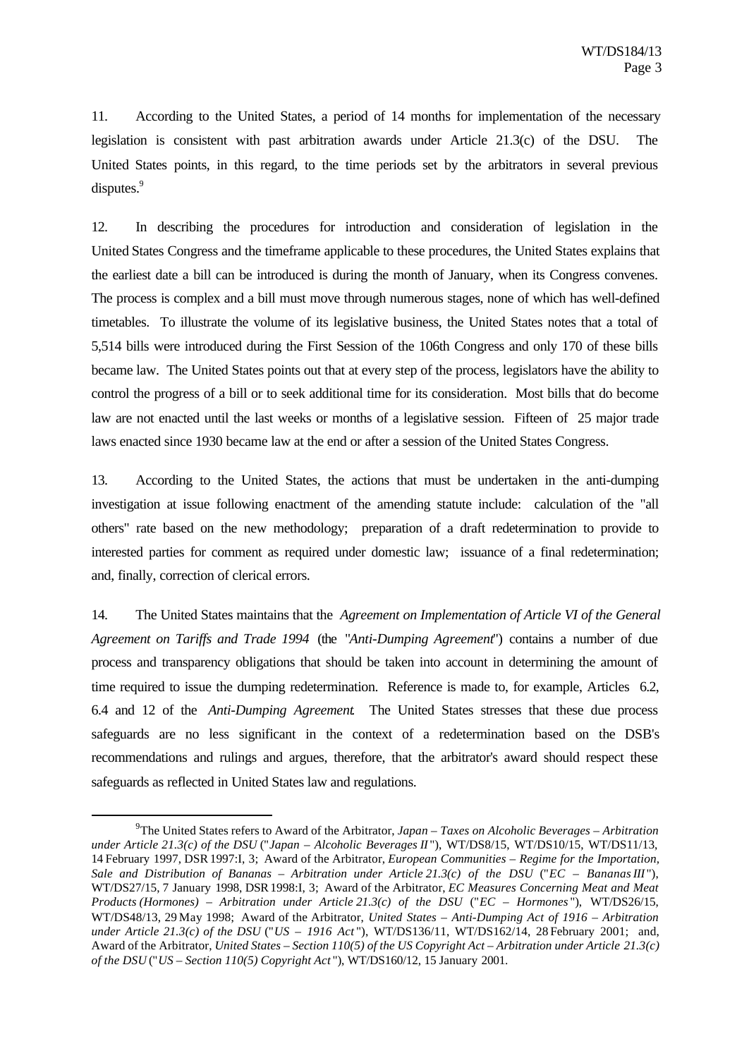11. According to the United States, a period of 14 months for implementation of the necessary legislation is consistent with past arbitration awards under Article 21.3(c) of the DSU. The United States points, in this regard, to the time periods set by the arbitrators in several previous disputes.[9]

12. In describing the procedures for introduction and consideration of legislation in the United States Congress and the timeframe applicable to these procedures, the United States explains that the earliest date a bill can be introduced is during the month of January, when its Congress convenes. The process is complex and a bill must move through numerous stages, none of which has well-defined timetables. To illustrate the volume of its legislative business, the United States notes that a total of 5,514 bills were introduced during the First Session of the 106th Congress and only 170 of these bills became law. The United States points out that at every step of the process, legislators have the ability to control the progress of a bill or to seek additional time for its consideration. Most bills that do become law are not enacted until the last weeks or months of a legislative session. Fifteen of 25 major trade laws enacted since 1930 became law at the end or after a session of the United States Congress.

13. According to the United States, the actions that must be undertaken in the anti-dumping investigation at issue following enactment of the amending statute include: calculation of the "all others" rate based on the new methodology; preparation of a draft redetermination to provide to interested parties for comment as required under domestic law; issuance of a final redetermination; and, finally, correction of clerical errors.

14. The United States maintains that the *Agreement on Implementation of Article VI of the General Agreement on Tariffs and Trade 1994* (the "*Anti-Dumping Agreement*") contains a number of due process and transparency obligations that should be taken into account in determining the amount of time required to issue the dumping redetermination. Reference is made to, for example, Articles 6.2, 6.4 and 12 of the *Anti-Dumping Agreement*. The United States stresses that these due process safeguards are no less significant in the context of a redetermination based on the DSB's recommendations and rulings and argues, therefore, that the arbitrator's award should respect these safeguards as reflected in United States law and regulations.

---

[9] The United States refers to Award of the Arbitrator, *Japan – Taxes on Alcoholic Beverages – Arbitration under Article 21.3(c) of the DSU* ("*Japan – Alcoholic Beverages II*"), WT/DS8/15, WT/DS10/15, WT/DS11/13, 14 February 1997, DSR 1997:I, 3; Award of the Arbitrator, *European Communities – Regime for the Importation, Sale and Distribution of Bananas – Arbitration under Article 21.3(c) of the DSU* ("*EC – Bananas III*"), WT/DS27/15, 7 January 1998, DSR 1998:I, 3; Award of the Arbitrator, *EC Measures Concerning Meat and Meat Products (Hormones) – Arbitration under Article 21.3(c) of the DSU* ("*EC – Hormones*"), WT/DS26/15, WT/DS48/13, 29 May 1998; Award of the Arbitrator, *United States – Anti-Dumping Act of 1916 – Arbitration under Article 21.3(c) of the DSU* ("*US – 1916 Act*"), WT/DS136/11, WT/DS162/14, 28 February 2001; and, Award of the Arbitrator, *United States – Section 110(5) of the US Copyright Act – Arbitration under Article 21.3(c) of the DSU* ("*US – Section 110(5) Copyright Act*"), WT/DS160/12, 15 January 2001.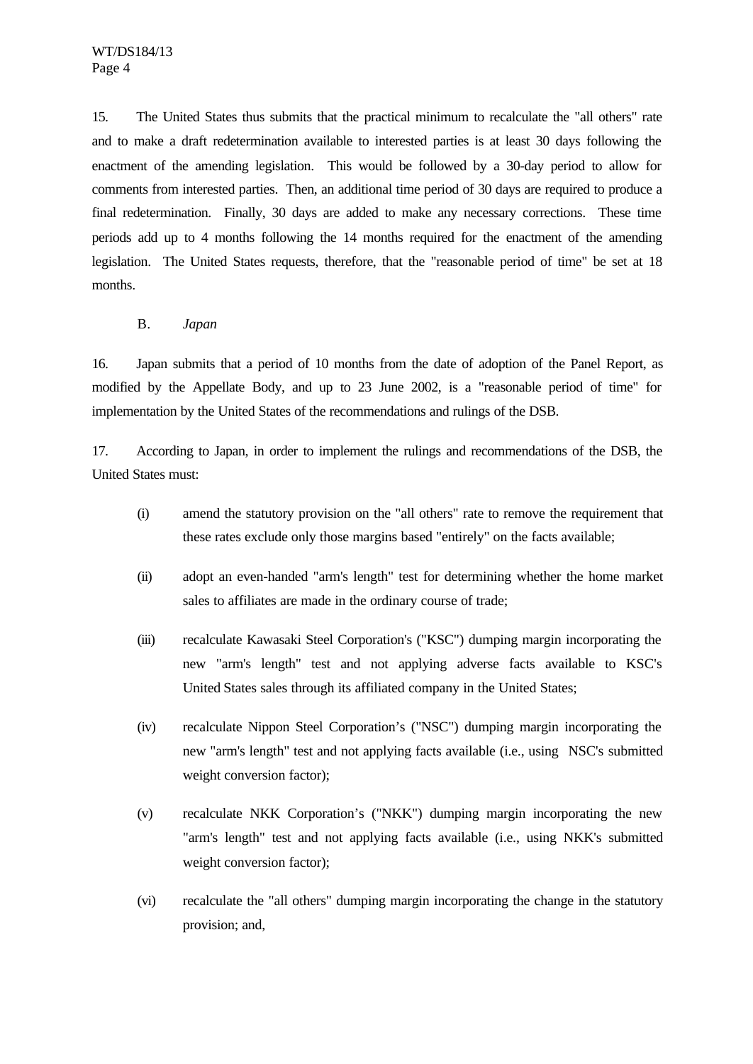15. The United States thus submits that the practical minimum to recalculate the "all others" rate and to make a draft redetermination available to interested parties is at least 30 days following the enactment of the amending legislation. This would be followed by a 30-day period to allow for comments from interested parties. Then, an additional time period of 30 days are required to produce a final redetermination. Finally, 30 days are added to make any necessary corrections. These time periods add up to 4 months following the 14 months required for the enactment of the amending legislation. The United States requests, therefore, that the "reasonable period of time" be set at 18 months.

B. *Japan*

16. Japan submits that a period of 10 months from the date of adoption of the Panel Report, as modified by the Appellate Body, and up to 23 June 2002, is a "reasonable period of time" for implementation by the United States of the recommendations and rulings of the DSB.

17. According to Japan, in order to implement the rulings and recommendations of the DSB, the United States must:

(i) amend the statutory provision on the "all others" rate to remove the requirement that these rates exclude only those margins based "entirely" on the facts available;

(ii) adopt an even-handed "arm's length" test for determining whether the home market sales to affiliates are made in the ordinary course of trade;

(iii) recalculate Kawasaki Steel Corporation's ("KSC") dumping margin incorporating the new "arm's length" test and not applying adverse facts available to KSC's United States sales through its affiliated company in the United States;

(iv) recalculate Nippon Steel Corporation's ("NSC") dumping margin incorporating the new "arm's length" test and not applying facts available (i.e., using NSC's submitted weight conversion factor);

(v) recalculate NKK Corporation's ("NKK") dumping margin incorporating the new "arm's length" test and not applying facts available (i.e., using NKK's submitted weight conversion factor);

(vi) recalculate the "all others" dumping margin incorporating the change in the statutory provision; and,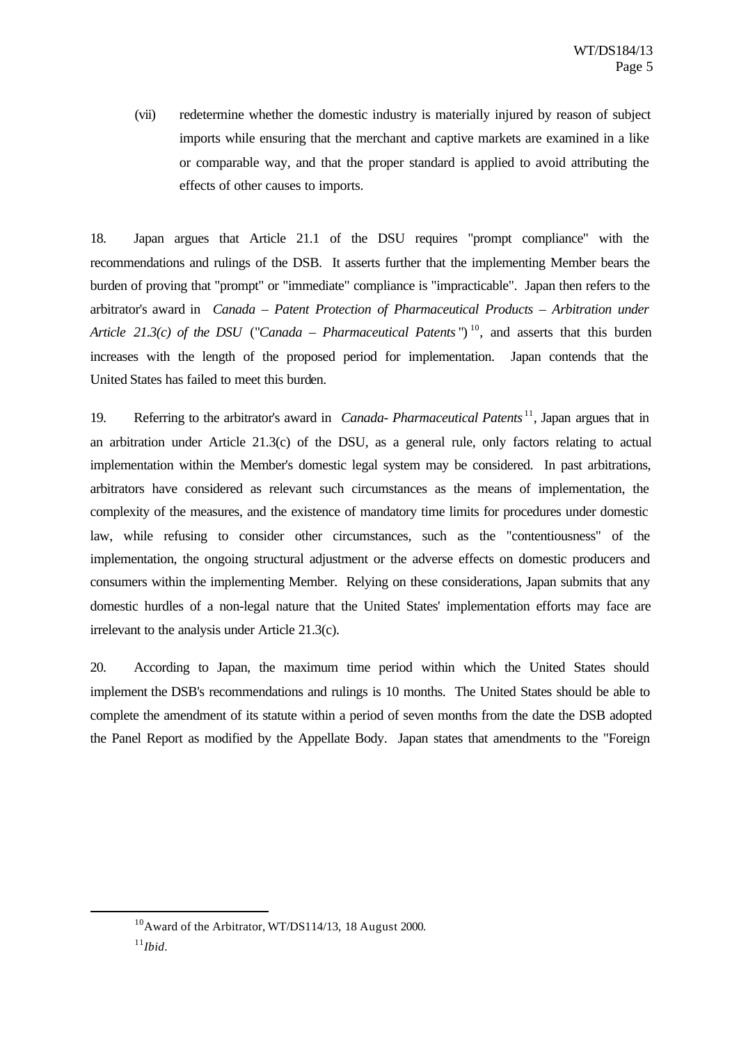(vii) redetermine whether the domestic industry is materially injured by reason of subject imports while ensuring that the merchant and captive markets are examined in a like or comparable way, and that the proper standard is applied to avoid attributing the effects of other causes to imports.

18. Japan argues that Article 21.1 of the DSU requires "prompt compliance" with the recommendations and rulings of the DSB. It asserts further that the implementing Member bears the burden of proving that "prompt" or "immediate" compliance is "impracticable". Japan then refers to the arbitrator's award in *Canada – Patent Protection of Pharmaceutical Products – Arbitration under Article 21.3(c) of the DSU* ("*Canada – Pharmaceutical Patents*")[10], and asserts that this burden increases with the length of the proposed period for implementation. Japan contends that the United States has failed to meet this burden.

19. Referring to the arbitrator's award in *Canada- Pharmaceutical Patents*[11], Japan argues that in an arbitration under Article 21.3(c) of the DSU, as a general rule, only factors relating to actual implementation within the Member's domestic legal system may be considered. In past arbitrations, arbitrators have considered as relevant such circumstances as the means of implementation, the complexity of the measures, and the existence of mandatory time limits for procedures under domestic law, while refusing to consider other circumstances, such as the "contentiousness" of the implementation, the ongoing structural adjustment or the adverse effects on domestic producers and consumers within the implementing Member. Relying on these considerations, Japan submits that any domestic hurdles of a non-legal nature that the United States' implementation efforts may face are irrelevant to the analysis under Article 21.3(c).

20. According to Japan, the maximum time period within which the United States should implement the DSB's recommendations and rulings is 10 months. The United States should be able to complete the amendment of its statute within a period of seven months from the date the DSB adopted the Panel Report as modified by the Appellate Body. Japan states that amendments to the "Foreign

---

[10] Award of the Arbitrator, WT/DS114/13, 18 August 2000.

[11] *Ibid*.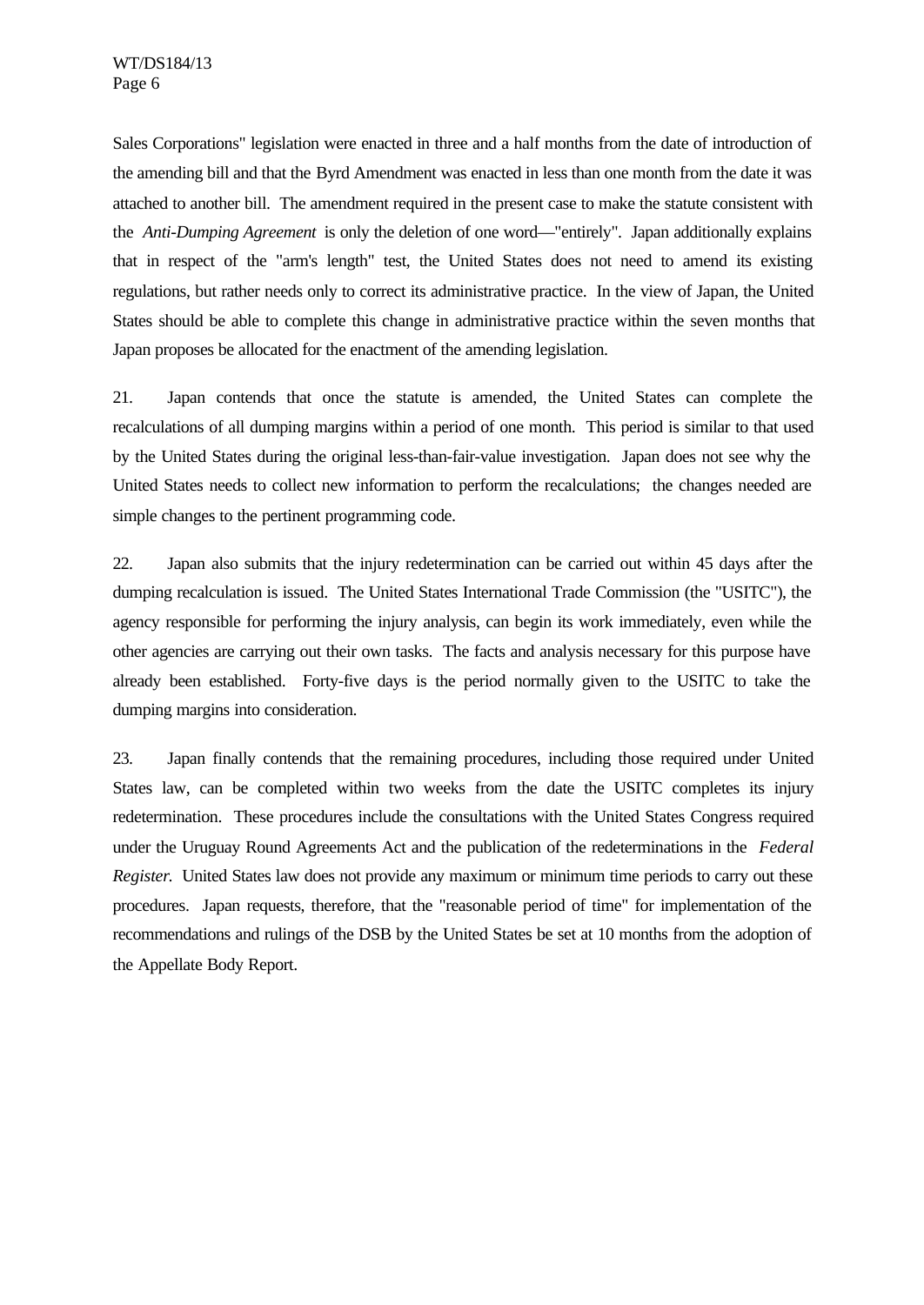Sales Corporations" legislation were enacted in three and a half months from the date of introduction of the amending bill and that the Byrd Amendment was enacted in less than one month from the date it was attached to another bill. The amendment required in the present case to make the statute consistent with the *Anti-Dumping Agreement* is only the deletion of one word—"entirely". Japan additionally explains that in respect of the "arm's length" test, the United States does not need to amend its existing regulations, but rather needs only to correct its administrative practice. In the view of Japan, the United States should be able to complete this change in administrative practice within the seven months that Japan proposes be allocated for the enactment of the amending legislation.

21. Japan contends that once the statute is amended, the United States can complete the recalculations of all dumping margins within a period of one month. This period is similar to that used by the United States during the original less-than-fair-value investigation. Japan does not see why the United States needs to collect new information to perform the recalculations; the changes needed are simple changes to the pertinent programming code.

22. Japan also submits that the injury redetermination can be carried out within 45 days after the dumping recalculation is issued. The United States International Trade Commission (the "USITC"), the agency responsible for performing the injury analysis, can begin its work immediately, even while the other agencies are carrying out their own tasks. The facts and analysis necessary for this purpose have already been established. Forty-five days is the period normally given to the USITC to take the dumping margins into consideration.

23. Japan finally contends that the remaining procedures, including those required under United States law, can be completed within two weeks from the date the USITC completes its injury redetermination. These procedures include the consultations with the United States Congress required under the Uruguay Round Agreements Act and the publication of the redeterminations in the *Federal Register.* United States law does not provide any maximum or minimum time periods to carry out these procedures. Japan requests, therefore, that the "reasonable period of time" for implementation of the recommendations and rulings of the DSB by the United States be set at 10 months from the adoption of the Appellate Body Report.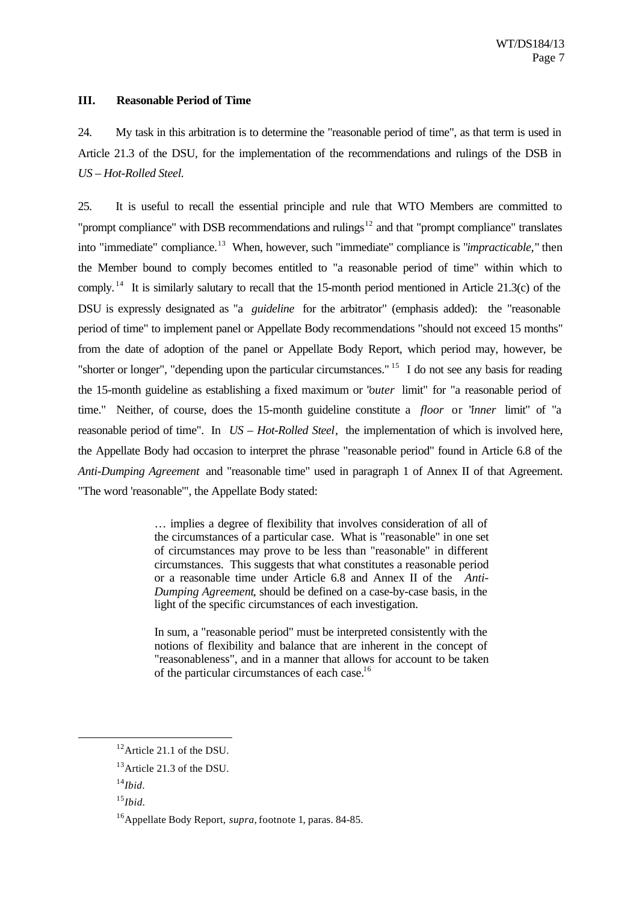## III. Reasonable Period of Time

24. My task in this arbitration is to determine the "reasonable period of time", as that term is used in Article 21.3 of the DSU, for the implementation of the recommendations and rulings of the DSB in *US – Hot-Rolled Steel.*

25. It is useful to recall the essential principle and rule that WTO Members are committed to "prompt compliance" with DSB recommendations and rulings[12] and that "prompt compliance" translates into "immediate" compliance.[13] When, however, such "immediate" compliance is "*impracticable*," then the Member bound to comply becomes entitled to "a reasonable period of time" within which to comply.[14] It is similarly salutary to recall that the 15-month period mentioned in Article 21.3(c) of the DSU is expressly designated as "a *guideline* for the arbitrator" (emphasis added): the "reasonable period of time" to implement panel or Appellate Body recommendations "should not exceed 15 months" from the date of adoption of the panel or Appellate Body Report, which period may, however, be "shorter or longer", "depending upon the particular circumstances."[15] I do not see any basis for reading the 15-month guideline as establishing a fixed maximum or "*outer* limit" for "a reasonable period of time." Neither, of course, does the 15-month guideline constitute a *floor* or "*inner* limit" of "a reasonable period of time". In *US – Hot-Rolled Steel*, the implementation of which is involved here, the Appellate Body had occasion to interpret the phrase "reasonable period" found in Article 6.8 of the *Anti-Dumping Agreement* and "reasonable time" used in paragraph 1 of Annex II of that Agreement. "The word 'reasonable'", the Appellate Body stated:

> … implies a degree of flexibility that involves consideration of all of the circumstances of a particular case. What is "reasonable" in one set of circumstances may prove to be less than "reasonable" in different circumstances. This suggests that what constitutes a reasonable period or a reasonable time under Article 6.8 and Annex II of the *Anti-Dumping Agreement*, should be defined on a case-by-case basis, in the light of the specific circumstances of each investigation.
>
> In sum, a "reasonable period" must be interpreted consistently with the notions of flexibility and balance that are inherent in the concept of "reasonableness", and in a manner that allows for account to be taken of the particular circumstances of each case.[16]

---

[12] Article 21.1 of the DSU.

[13] Article 21.3 of the DSU.

[14] *Ibid*.

[15] *Ibid*.

[16] Appellate Body Report, *supra*, footnote 1, paras. 84-85.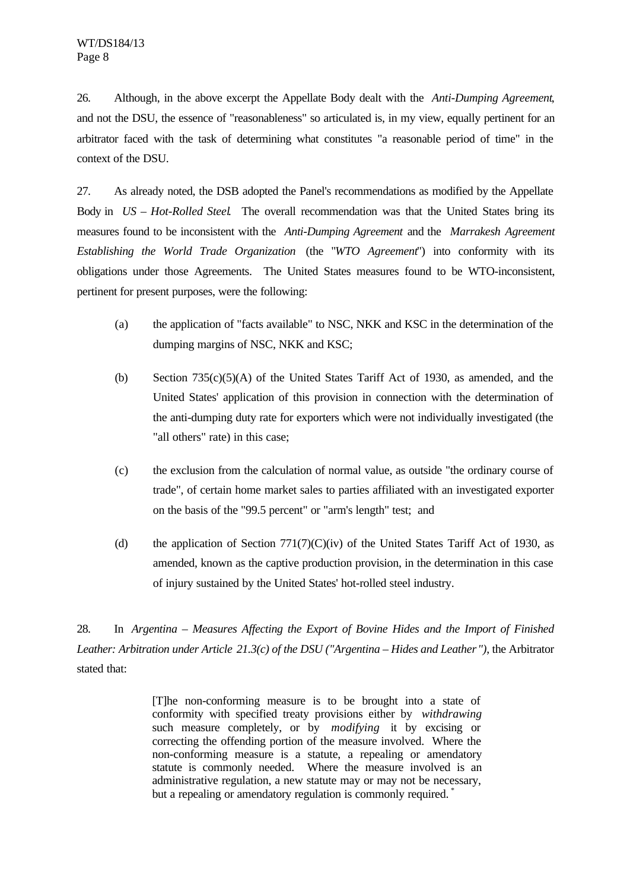26. Although, in the above excerpt the Appellate Body dealt with the *Anti-Dumping Agreement*, and not the DSU, the essence of "reasonableness" so articulated is, in my view, equally pertinent for an arbitrator faced with the task of determining what constitutes "a reasonable period of time" in the context of the DSU.

27. As already noted, the DSB adopted the Panel's recommendations as modified by the Appellate Body in *US – Hot-Rolled Steel*. The overall recommendation was that the United States bring its measures found to be inconsistent with the *Anti-Dumping Agreement* and the *Marrakesh Agreement Establishing the World Trade Organization* (the "*WTO Agreement*") into conformity with its obligations under those Agreements. The United States measures found to be WTO-inconsistent, pertinent for present purposes, were the following:

(a) the application of "facts available" to NSC, NKK and KSC in the determination of the dumping margins of NSC, NKK and KSC;

(b) Section 735(c)(5)(A) of the United States Tariff Act of 1930, as amended, and the United States' application of this provision in connection with the determination of the anti-dumping duty rate for exporters which were not individually investigated (the "all others" rate) in this case;

(c) the exclusion from the calculation of normal value, as outside "the ordinary course of trade", of certain home market sales to parties affiliated with an investigated exporter on the basis of the "99.5 percent" or "arm's length" test; and

(d) the application of Section 771(7)(C)(iv) of the United States Tariff Act of 1930, as amended, known as the captive production provision, in the determination in this case of injury sustained by the United States' hot-rolled steel industry.

28. In *Argentina – Measures Affecting the Export of Bovine Hides and the Import of Finished Leather: Arbitration under Article 21.3(c) of the DSU ("Argentina – Hides and Leather")*, the Arbitrator stated that:

> [T]he non-conforming measure is to be brought into a state of conformity with specified treaty provisions either by *withdrawing* such measure completely, or by *modifying* it by excising or correcting the offending portion of the measure involved. Where the non-conforming measure is a statute, a repealing or amendatory statute is commonly needed. Where the measure involved is an administrative regulation, a new statute may or may not be necessary, but a repealing or amendatory regulation is commonly required. *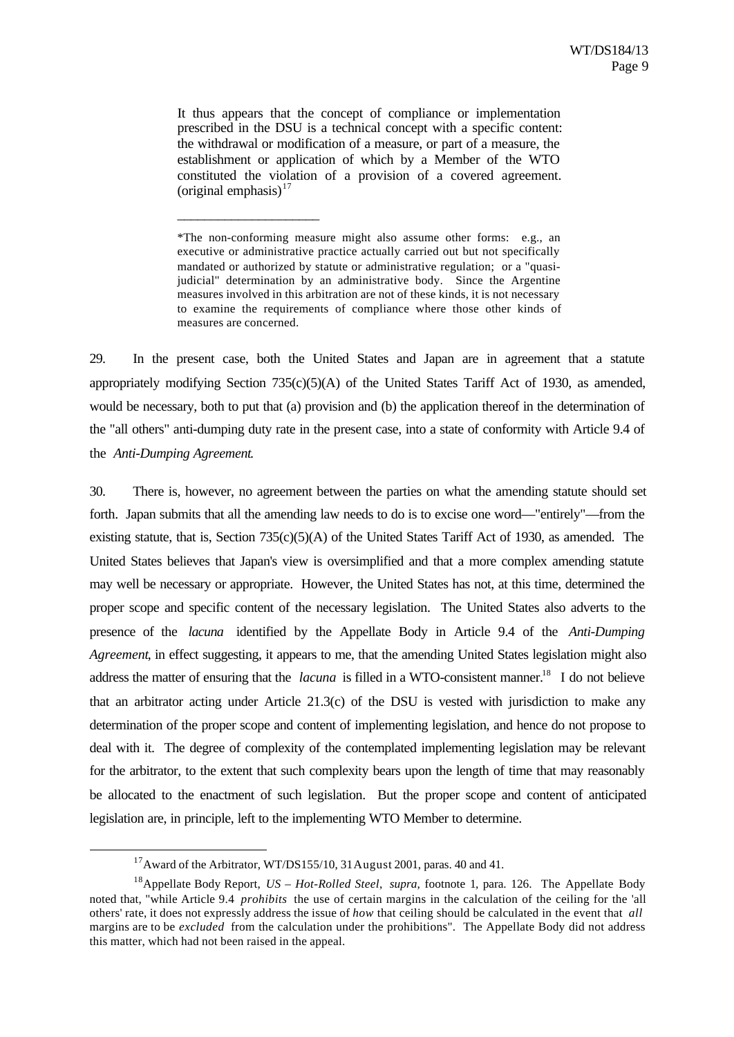> It thus appears that the concept of compliance or implementation prescribed in the DSU is a technical concept with a specific content: the withdrawal or modification of a measure, or part of a measure, the establishment or application of which by a Member of the WTO constituted the violation of a provision of a covered agreement. (original emphasis)[17]
>
> ____________________
>
> *The non-conforming measure might also assume other forms: e.g., an executive or administrative practice actually carried out but not specifically mandated or authorized by statute or administrative regulation; or a "quasi-judicial" determination by an administrative body. Since the Argentine measures involved in this arbitration are not of these kinds, it is not necessary to examine the requirements of compliance where those other kinds of measures are concerned.

29. In the present case, both the United States and Japan are in agreement that a statute appropriately modifying Section 735(c)(5)(A) of the United States Tariff Act of 1930, as amended, would be necessary, both to put that (a) provision and (b) the application thereof in the determination of the "all others" anti-dumping duty rate in the present case, into a state of conformity with Article 9.4 of the *Anti-Dumping Agreement*.

30. There is, however, no agreement between the parties on what the amending statute should set forth. Japan submits that all the amending law needs to do is to excise one word—"entirely"—from the existing statute, that is, Section 735(c)(5)(A) of the United States Tariff Act of 1930, as amended. The United States believes that Japan's view is oversimplified and that a more complex amending statute may well be necessary or appropriate. However, the United States has not, at this time, determined the proper scope and specific content of the necessary legislation. The United States also adverts to the presence of the *lacuna* identified by the Appellate Body in Article 9.4 of the *Anti-Dumping Agreement*, in effect suggesting, it appears to me, that the amending United States legislation might also address the matter of ensuring that the *lacuna* is filled in a WTO-consistent manner.[18] I do not believe that an arbitrator acting under Article 21.3(c) of the DSU is vested with jurisdiction to make any determination of the proper scope and content of implementing legislation, and hence do not propose to deal with it. The degree of complexity of the contemplated implementing legislation may be relevant for the arbitrator, to the extent that such complexity bears upon the length of time that may reasonably be allocated to the enactment of such legislation. But the proper scope and content of anticipated legislation are, in principle, left to the implementing WTO Member to determine.

---

[17] Award of the Arbitrator, WT/DS155/10, 31 August 2001, paras. 40 and 41.

[18] Appellate Body Report, *US – Hot-Rolled Steel*, *supra*, footnote 1, para. 126. The Appellate Body noted that, "while Article 9.4 *prohibits* the use of certain margins in the calculation of the ceiling for the 'all others' rate, it does not expressly address the issue of *how* that ceiling should be calculated in the event that *all* margins are to be *excluded* from the calculation under the prohibitions". The Appellate Body did not address this matter, which had not been raised in the appeal.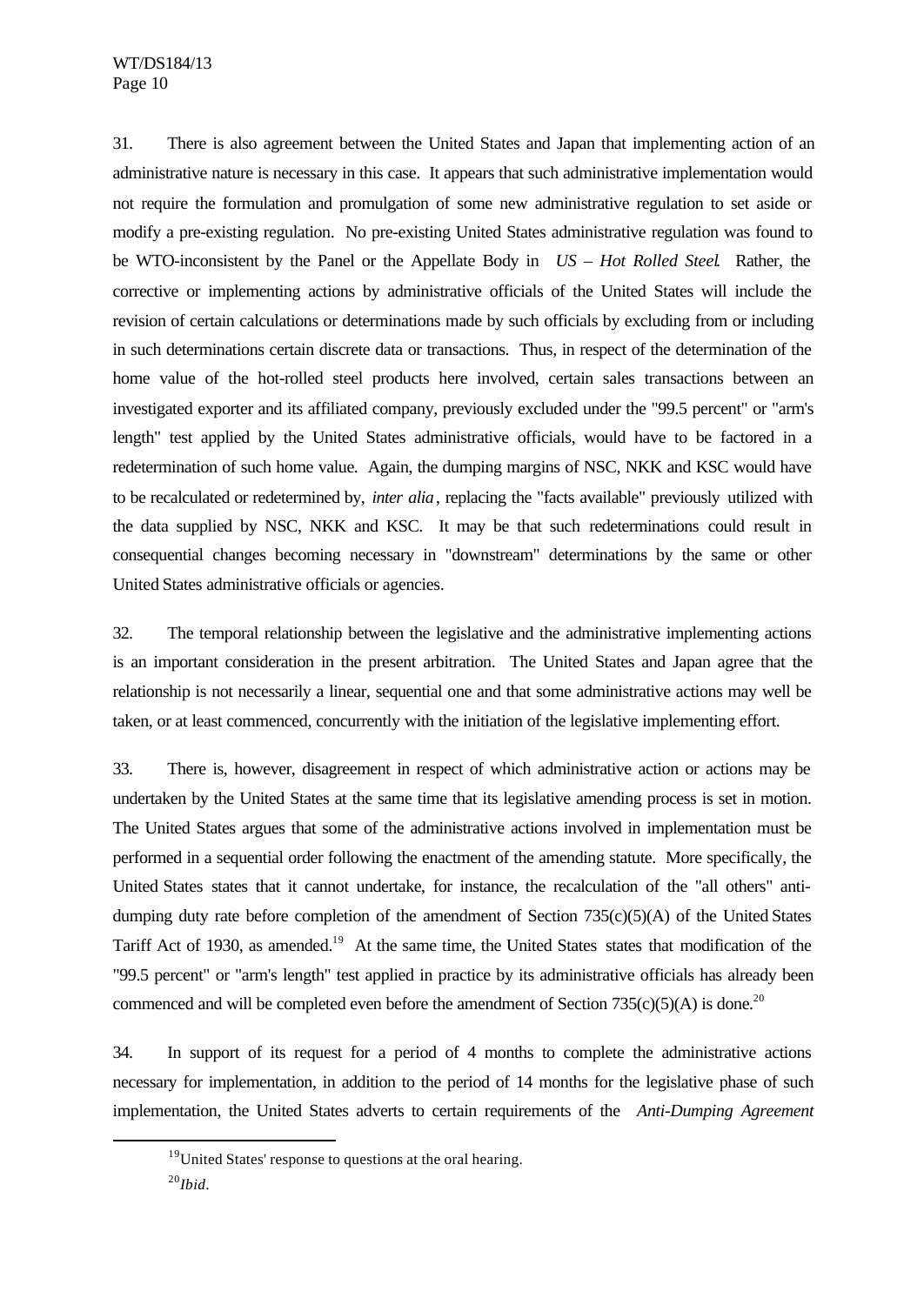31. There is also agreement between the United States and Japan that implementing action of an administrative nature is necessary in this case. It appears that such administrative implementation would not require the formulation and promulgation of some new administrative regulation to set aside or modify a pre-existing regulation. No pre-existing United States administrative regulation was found to be WTO-inconsistent by the Panel or the Appellate Body in *US – Hot Rolled Steel*. Rather, the corrective or implementing actions by administrative officials of the United States will include the revision of certain calculations or determinations made by such officials by excluding from or including in such determinations certain discrete data or transactions. Thus, in respect of the determination of the home value of the hot-rolled steel products here involved, certain sales transactions between an investigated exporter and its affiliated company, previously excluded under the "99.5 percent" or "arm's length" test applied by the United States administrative officials, would have to be factored in a redetermination of such home value. Again, the dumping margins of NSC, NKK and KSC would have to be recalculated or redetermined by, *inter alia*, replacing the "facts available" previously utilized with the data supplied by NSC, NKK and KSC. It may be that such redeterminations could result in consequential changes becoming necessary in "downstream" determinations by the same or other United States administrative officials or agencies.

32. The temporal relationship between the legislative and the administrative implementing actions is an important consideration in the present arbitration. The United States and Japan agree that the relationship is not necessarily a linear, sequential one and that some administrative actions may well be taken, or at least commenced, concurrently with the initiation of the legislative implementing effort.

33. There is, however, disagreement in respect of which administrative action or actions may be undertaken by the United States at the same time that its legislative amending process is set in motion. The United States argues that some of the administrative actions involved in implementation must be performed in a sequential order following the enactment of the amending statute. More specifically, the United States states that it cannot undertake, for instance, the recalculation of the "all others" anti-dumping duty rate before completion of the amendment of Section 735(c)(5)(A) of the United States Tariff Act of 1930, as amended.[19] At the same time, the United States states that modification of the "99.5 percent" or "arm's length" test applied in practice by its administrative officials has already been commenced and will be completed even before the amendment of Section 735(c)(5)(A) is done.[20]

34. In support of its request for a period of 4 months to complete the administrative actions necessary for implementation, in addition to the period of 14 months for the legislative phase of such implementation, the United States adverts to certain requirements of the *Anti-Dumping Agreement*

---

[19] United States' response to questions at the oral hearing.

[20] *Ibid*.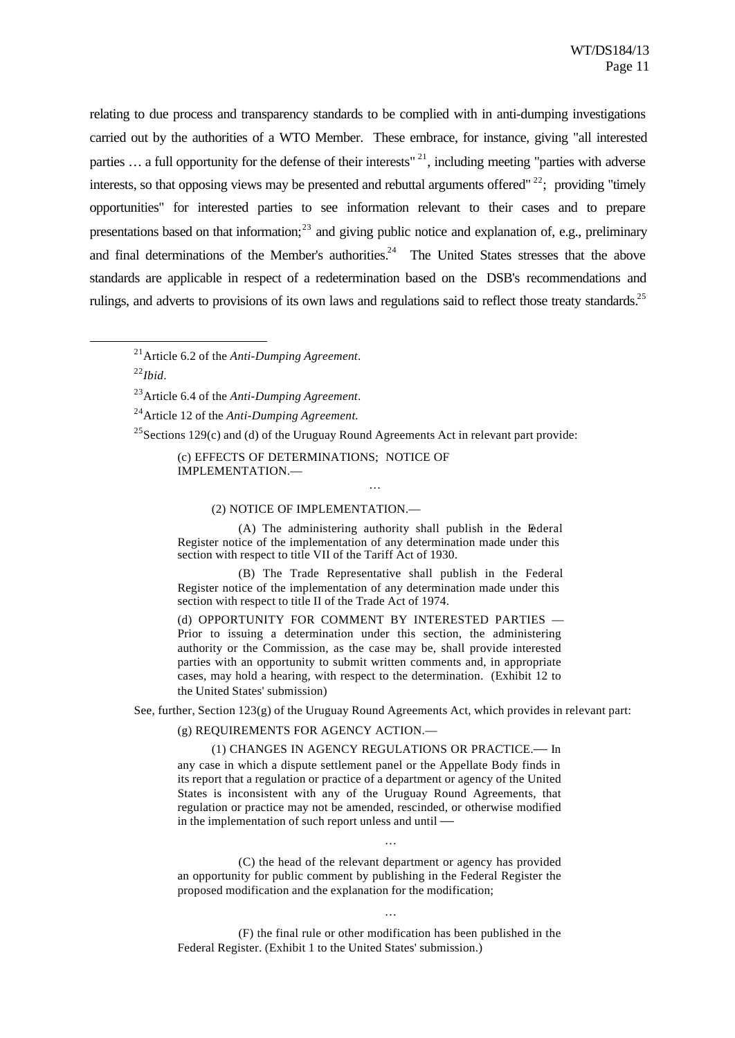relating to due process and transparency standards to be complied with in anti-dumping investigations carried out by the authorities of a WTO Member. These embrace, for instance, giving "all interested parties … a full opportunity for the defense of their interests" [21], including meeting "parties with adverse interests, so that opposing views may be presented and rebuttal arguments offered" [22]; providing "timely opportunities" for interested parties to see information relevant to their cases and to prepare presentations based on that information;[23] and giving public notice and explanation of, e.g., preliminary and final determinations of the Member's authorities.[24] The United States stresses that the above standards are applicable in respect of a redetermination based on the DSB's recommendations and rulings, and adverts to provisions of its own laws and regulations said to reflect those treaty standards.[25]

---

[21] Article 6.2 of the *Anti-Dumping Agreement*.

[22] *Ibid*.

[23] Article 6.4 of the *Anti-Dumping Agreement*.

[24] Article 12 of the *Anti-Dumping Agreement.*

[25] Sections 129(c) and (d) of the Uruguay Round Agreements Act in relevant part provide:

> (c) EFFECTS OF DETERMINATIONS; NOTICE OF IMPLEMENTATION.—
>
> …
>
> (2) NOTICE OF IMPLEMENTATION.—
>
> (A) The administering authority shall publish in the Federal Register notice of the implementation of any determination made under this section with respect to title VII of the Tariff Act of 1930.
>
> (B) The Trade Representative shall publish in the Federal Register notice of the implementation of any determination made under this section with respect to title II of the Trade Act of 1974.
>
> (d) OPPORTUNITY FOR COMMENT BY INTERESTED PARTIES — Prior to issuing a determination under this section, the administering authority or the Commission, as the case may be, shall provide interested parties with an opportunity to submit written comments and, in appropriate cases, may hold a hearing, with respect to the determination. (Exhibit 12 to the United States' submission)

See, further, Section 123(g) of the Uruguay Round Agreements Act, which provides in relevant part:

> (g) REQUIREMENTS FOR AGENCY ACTION.—
>
> (1) CHANGES IN AGENCY REGULATIONS OR PRACTICE.— In any case in which a dispute settlement panel or the Appellate Body finds in its report that a regulation or practice of a department or agency of the United States is inconsistent with any of the Uruguay Round Agreements, that regulation or practice may not be amended, rescinded, or otherwise modified in the implementation of such report unless and until —
>
> …
>
> (C) the head of the relevant department or agency has provided an opportunity for public comment by publishing in the Federal Register the proposed modification and the explanation for the modification;
>
> …
>
> (F) the final rule or other modification has been published in the Federal Register. (Exhibit 1 to the United States' submission.)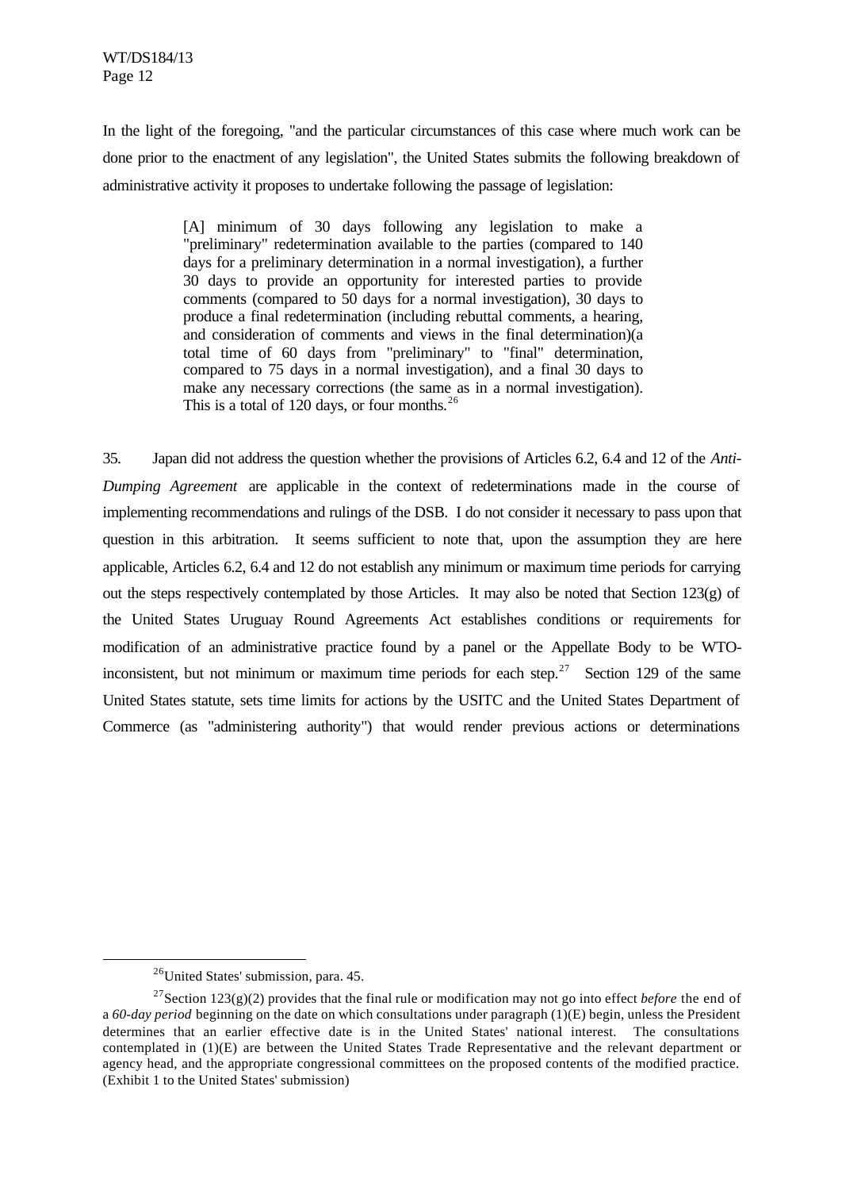In the light of the foregoing, "and the particular circumstances of this case where much work can be done prior to the enactment of any legislation", the United States submits the following breakdown of administrative activity it proposes to undertake following the passage of legislation:

> [A] minimum of 30 days following any legislation to make a "preliminary" redetermination available to the parties (compared to 140 days for a preliminary determination in a normal investigation), a further 30 days to provide an opportunity for interested parties to provide comments (compared to 50 days for a normal investigation), 30 days to produce a final redetermination (including rebuttal comments, a hearing, and consideration of comments and views in the final determination)(a total time of 60 days from "preliminary" to "final" determination, compared to 75 days in a normal investigation), and a final 30 days to make any necessary corrections (the same as in a normal investigation). This is a total of 120 days, or four months.[26]

35. Japan did not address the question whether the provisions of Articles 6.2, 6.4 and 12 of the *Anti-Dumping Agreement* are applicable in the context of redeterminations made in the course of implementing recommendations and rulings of the DSB. I do not consider it necessary to pass upon that question in this arbitration. It seems sufficient to note that, upon the assumption they are here applicable, Articles 6.2, 6.4 and 12 do not establish any minimum or maximum time periods for carrying out the steps respectively contemplated by those Articles. It may also be noted that Section 123(g) of the United States Uruguay Round Agreements Act establishes conditions or requirements for modification of an administrative practice found by a panel or the Appellate Body to be WTO-inconsistent, but not minimum or maximum time periods for each step.[27] Section 129 of the same United States statute, sets time limits for actions by the USITC and the United States Department of Commerce (as "administering authority") that would render previous actions or determinations

---

[26] United States' submission, para. 45.

[27] Section 123(g)(2) provides that the final rule or modification may not go into effect *before* the end of a *60-day period* beginning on the date on which consultations under paragraph (1)(E) begin, unless the President determines that an earlier effective date is in the United States' national interest. The consultations contemplated in (1)(E) are between the United States Trade Representative and the relevant department or agency head, and the appropriate congressional committees on the proposed contents of the modified practice. (Exhibit 1 to the United States' submission)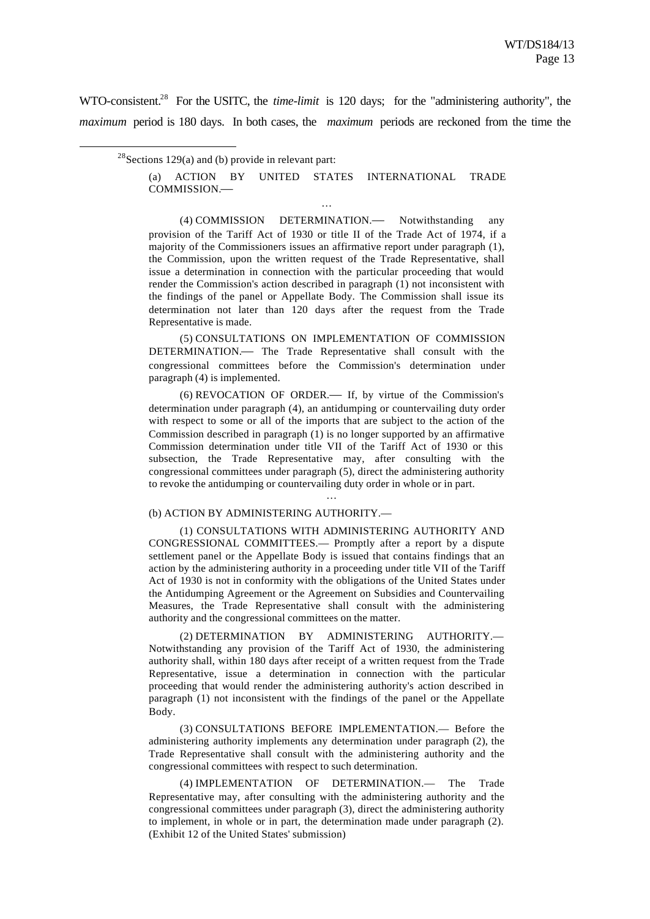WTO-consistent.[28] For the USITC, the *time-limit* is 120 days; for the "administering authority", the *maximum* period is 180 days. In both cases, the *maximum* periods are reckoned from the time the

---

[28] Sections 129(a) and (b) provide in relevant part:

> (a) ACTION BY UNITED STATES INTERNATIONAL TRADE COMMISSION.—
>
> …
>
> (4) COMMISSION DETERMINATION.— Notwithstanding any provision of the Tariff Act of 1930 or title II of the Trade Act of 1974, if a majority of the Commissioners issues an affirmative report under paragraph (1), the Commission, upon the written request of the Trade Representative, shall issue a determination in connection with the particular proceeding that would render the Commission's action described in paragraph (1) not inconsistent with the findings of the panel or Appellate Body. The Commission shall issue its determination not later than 120 days after the request from the Trade Representative is made.
>
> (5) CONSULTATIONS ON IMPLEMENTATION OF COMMISSION DETERMINATION.— The Trade Representative shall consult with the congressional committees before the Commission's determination under paragraph (4) is implemented.
>
> (6) REVOCATION OF ORDER.— If, by virtue of the Commission's determination under paragraph (4), an antidumping or countervailing duty order with respect to some or all of the imports that are subject to the action of the Commission described in paragraph (1) is no longer supported by an affirmative Commission determination under title VII of the Tariff Act of 1930 or this subsection, the Trade Representative may, after consulting with the congressional committees under paragraph (5), direct the administering authority to revoke the antidumping or countervailing duty order in whole or in part.
>
> …
>
> (b) ACTION BY ADMINISTERING AUTHORITY.—
>
> (1) CONSULTATIONS WITH ADMINISTERING AUTHORITY AND CONGRESSIONAL COMMITTEES.— Promptly after a report by a dispute settlement panel or the Appellate Body is issued that contains findings that an action by the administering authority in a proceeding under title VII of the Tariff Act of 1930 is not in conformity with the obligations of the United States under the Antidumping Agreement or the Agreement on Subsidies and Countervailing Measures, the Trade Representative shall consult with the administering authority and the congressional committees on the matter.
>
> (2) DETERMINATION BY ADMINISTERING AUTHORITY.— Notwithstanding any provision of the Tariff Act of 1930, the administering authority shall, within 180 days after receipt of a written request from the Trade Representative, issue a determination in connection with the particular proceeding that would render the administering authority's action described in paragraph (1) not inconsistent with the findings of the panel or the Appellate Body.
>
> (3) CONSULTATIONS BEFORE IMPLEMENTATION.— Before the administering authority implements any determination under paragraph (2), the Trade Representative shall consult with the administering authority and the congressional committees with respect to such determination.
>
> (4) IMPLEMENTATION OF DETERMINATION.— The Trade Representative may, after consulting with the administering authority and the congressional committees under paragraph (3), direct the administering authority to implement, in whole or in part, the determination made under paragraph (2). (Exhibit 12 of the United States' submission)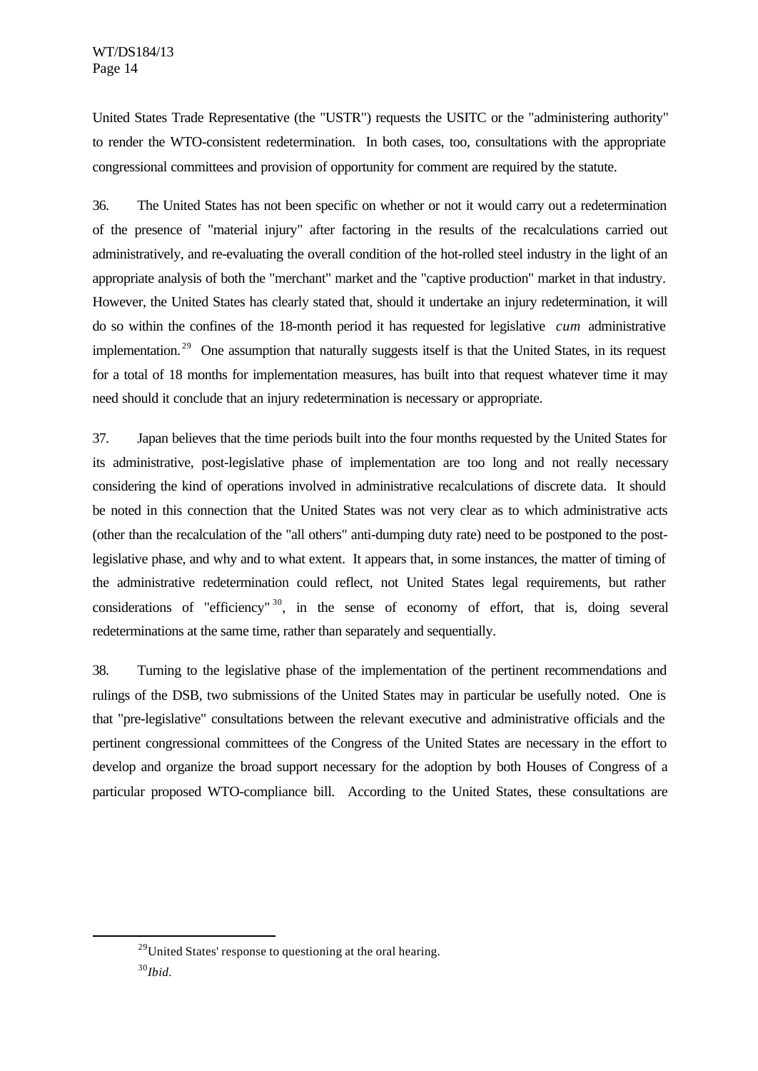United States Trade Representative (the "USTR") requests the USITC or the "administering authority" to render the WTO-consistent redetermination. In both cases, too, consultations with the appropriate congressional committees and provision of opportunity for comment are required by the statute.

36. The United States has not been specific on whether or not it would carry out a redetermination of the presence of "material injury" after factoring in the results of the recalculations carried out administratively, and re-evaluating the overall condition of the hot-rolled steel industry in the light of an appropriate analysis of both the "merchant" market and the "captive production" market in that industry. However, the United States has clearly stated that, should it undertake an injury redetermination, it will do so within the confines of the 18-month period it has requested for legislative *cum* administrative implementation.[29] One assumption that naturally suggests itself is that the United States, in its request for a total of 18 months for implementation measures, has built into that request whatever time it may need should it conclude that an injury redetermination is necessary or appropriate.

37. Japan believes that the time periods built into the four months requested by the United States for its administrative, post-legislative phase of implementation are too long and not really necessary considering the kind of operations involved in administrative recalculations of discrete data. It should be noted in this connection that the United States was not very clear as to which administrative acts (other than the recalculation of the "all others" anti-dumping duty rate) need to be postponed to the post-legislative phase, and why and to what extent. It appears that, in some instances, the matter of timing of the administrative redetermination could reflect, not United States legal requirements, but rather considerations of "efficiency"[30], in the sense of economy of effort, that is, doing several redeterminations at the same time, rather than separately and sequentially.

38. Turning to the legislative phase of the implementation of the pertinent recommendations and rulings of the DSB, two submissions of the United States may in particular be usefully noted. One is that "pre-legislative" consultations between the relevant executive and administrative officials and the pertinent congressional committees of the Congress of the United States are necessary in the effort to develop and organize the broad support necessary for the adoption by both Houses of Congress of a particular proposed WTO-compliance bill. According to the United States, these consultations are

---

[29] United States' response to questioning at the oral hearing.

[30] *Ibid*.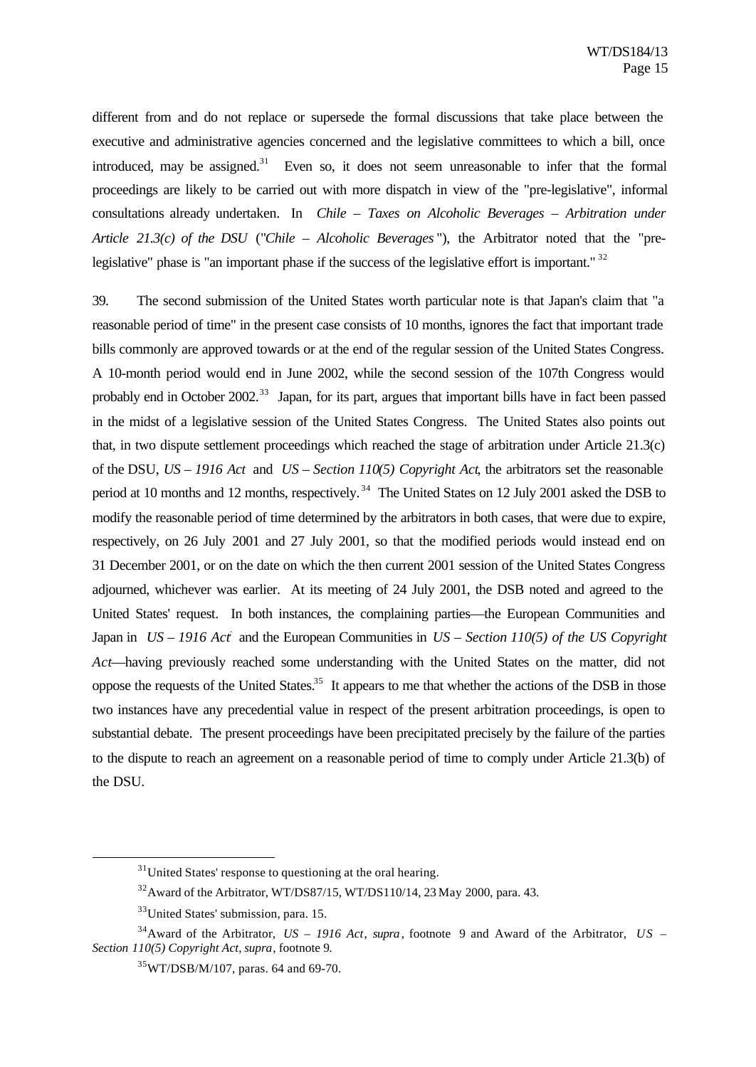different from and do not replace or supersede the formal discussions that take place between the executive and administrative agencies concerned and the legislative committees to which a bill, once introduced, may be assigned.[31] Even so, it does not seem unreasonable to infer that the formal proceedings are likely to be carried out with more dispatch in view of the "pre-legislative", informal consultations already undertaken. In *Chile – Taxes on Alcoholic Beverages – Arbitration under Article 21.3(c) of the DSU* ("*Chile – Alcoholic Beverages*"), the Arbitrator noted that the "pre-legislative" phase is "an important phase if the success of the legislative effort is important." [32]

39. The second submission of the United States worth particular note is that Japan's claim that "a reasonable period of time" in the present case consists of 10 months, ignores the fact that important trade bills commonly are approved towards or at the end of the regular session of the United States Congress. A 10-month period would end in June 2002, while the second session of the 107th Congress would probably end in October 2002.[33] Japan, for its part, argues that important bills have in fact been passed in the midst of a legislative session of the United States Congress. The United States also points out that, in two dispute settlement proceedings which reached the stage of arbitration under Article 21.3(c) of the DSU, *US – 1916 Act* and *US – Section 110(5) Copyright Act*, the arbitrators set the reasonable period at 10 months and 12 months, respectively.[34] The United States on 12 July 2001 asked the DSB to modify the reasonable period of time determined by the arbitrators in both cases, that were due to expire, respectively, on 26 July 2001 and 27 July 2001, so that the modified periods would instead end on 31 December 2001, or on the date on which the then current 2001 session of the United States Congress adjourned, whichever was earlier. At its meeting of 24 July 2001, the DSB noted and agreed to the United States' request. In both instances, the complaining parties—the European Communities and Japan in *US – 1916 Act* and the European Communities in *US – Section 110(5) of the US Copyright Act*—having previously reached some understanding with the United States on the matter, did not oppose the requests of the United States.[35] It appears to me that whether the actions of the DSB in those two instances have any precedential value in respect of the present arbitration proceedings, is open to substantial debate. The present proceedings have been precipitated precisely by the failure of the parties to the dispute to reach an agreement on a reasonable period of time to comply under Article 21.3(b) of the DSU.

---

[31] United States' response to questioning at the oral hearing.

[32] Award of the Arbitrator, WT/DS87/15, WT/DS110/14, 23 May 2000, para. 43.

[33] United States' submission, para. 15.

[34] Award of the Arbitrator, *US – 1916 Act*, *supra*, footnote 9 and Award of the Arbitrator, *US – Section 110(5) Copyright Act*, *supra*, footnote 9.

[35] WT/DSB/M/107, paras. 64 and 69-70.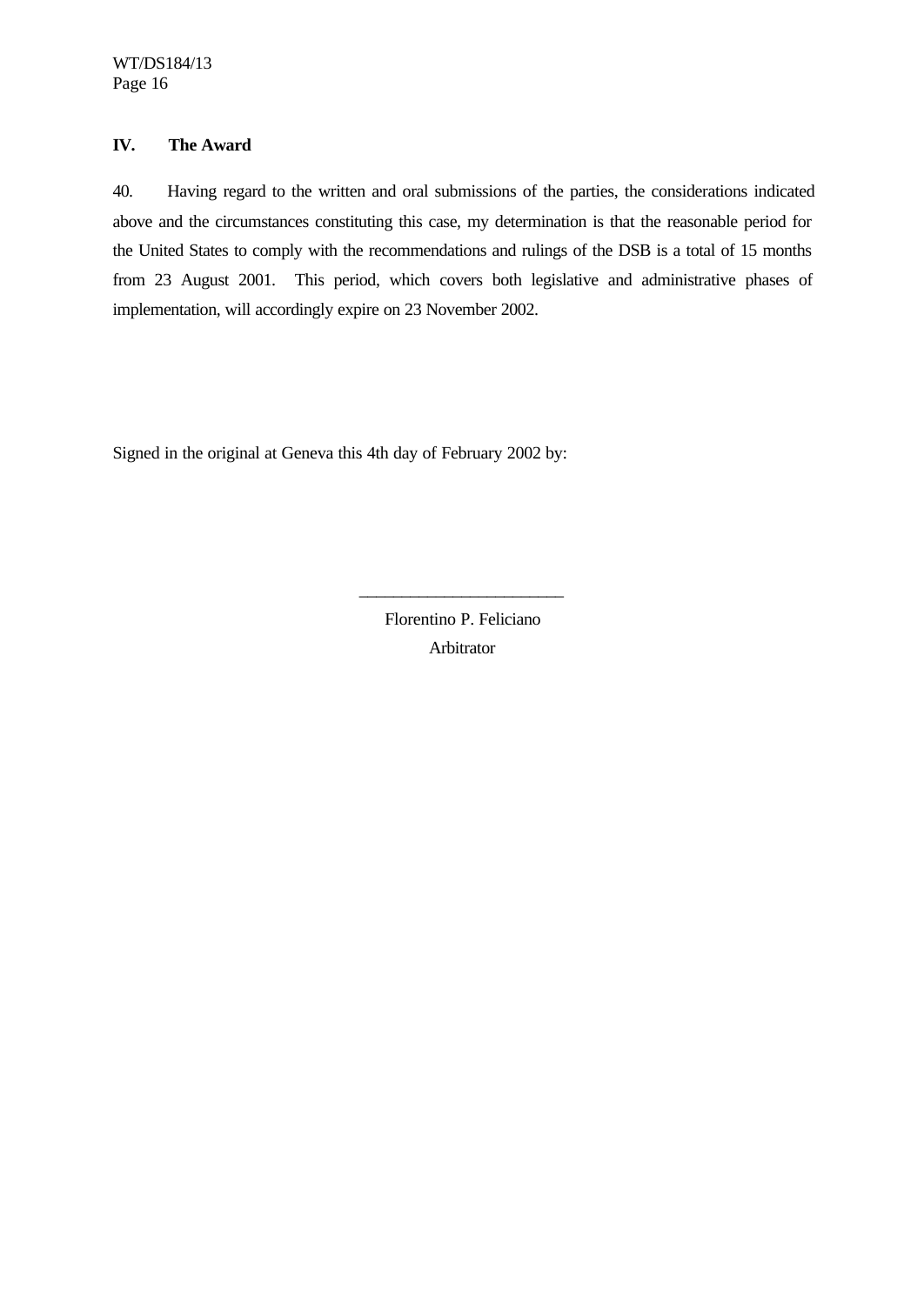## IV. The Award

40. Having regard to the written and oral submissions of the parties, the considerations indicated above and the circumstances constituting this case, my determination is that the reasonable period for the United States to comply with the recommendations and rulings of the DSB is a total of 15 months from 23 August 2001. This period, which covers both legislative and administrative phases of implementation, will accordingly expire on 23 November 2002.

Signed in the original at Geneva this 4th day of February 2002 by:

\_\_\_\_\_\_\_\_\_\_\_\_\_\_\_\_\_\_\_\_\_\_\_\_

Florentino P. Feliciano

Arbitrator